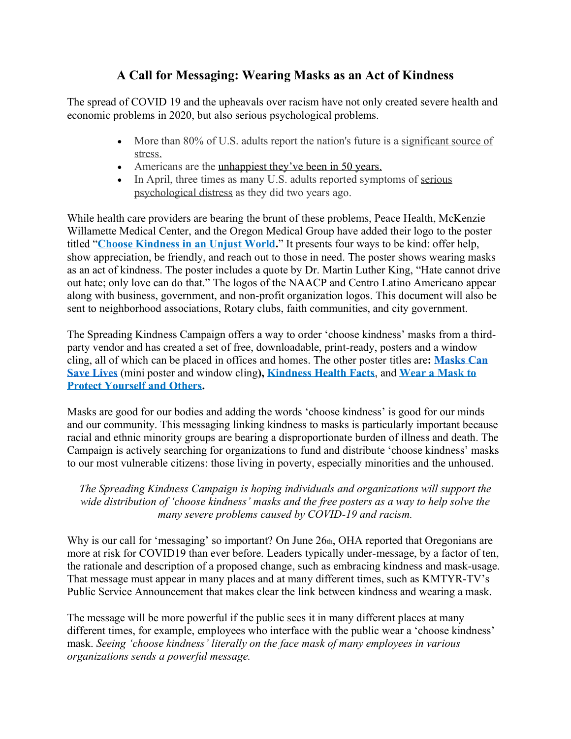# A Call for Messaging: Wearing Masks as an Act of Kindness

The spread of COVID 19 and the upheavals over racism have not only created severe health and economic problems in 2020, but also serious psychological problems.

- More than 80% of U.S. adults report the nation's future is a significant source of stress.
- Americans are the unhappiest they've been in 50 years.
- In April, three times as many U.S. adults reported symptoms of serious psychological distress as they did two years ago.

While health care providers are bearing the brunt of these problems, Peace Health, McKenzie Willamette Medical Center, and the Oregon Medical Group have added their logo to the poster titled "**Choose Kindness in an Unjust World**." It presents four ways to be kind: offer help, show appreciation, be friendly, and reach out to those in need. The poster shows wearing masks as an act of kindness. The poster includes a quote by Dr. Martin Luther King, "Hate cannot drive out hate; only love can do that." The logos of the NAACP and Centro Latino Americano appear along with business, government, and non-profit organization logos. This document will also be sent to neighborhood associations, Rotary clubs, faith communities, and city government.

The Spreading Kindness Campaign offers a way to order 'choose kindness' masks from a third-party vendor and has created a set of free, downloadable, print-ready, posters and a window cling, all of which can be placed in offices and homes. The other poster titles are**: Masks Can Save Lives** (mini poster and window cling**), Kindness Health Facts**, and **Wear a Mask to Protect Yourself and Others.**

Masks are good for our bodies and adding the words 'choose kindness' is good for our minds and our community. This messaging linking kindness to masks is particularly important because racial and ethnic minority groups are bearing a disproportionate burden of illness and death. The Campaign is actively searching for organizations to fund and distribute 'choose kindness' masks to our most vulnerable citizens: those living in poverty, especially minorities and the unhoused.

*The Spreading Kindness Campaign is hoping individuals and organizations will support the wide distribution of 'choose kindness' masks and the free posters as a way to help solve the many severe problems caused by COVID-19 and racism.*

Why is our call for 'messaging' so important? On June 26th, OHA reported that Oregonians are more at risk for COVID19 than ever before. Leaders typically under-message, by a factor of ten, the rationale and description of a proposed change, such as embracing kindness and mask-usage. That message must appear in many places and at many different times, such as KMTYR-TV's Public Service Announcement that makes clear the link between kindness and wearing a mask.

The message will be more powerful if the public sees it in many different places at many different times, for example, employees who interface with the public wear a 'choose kindness' mask. *Seeing 'choose kindness' literally on the face mask of many employees in various organizations sends a powerful message.*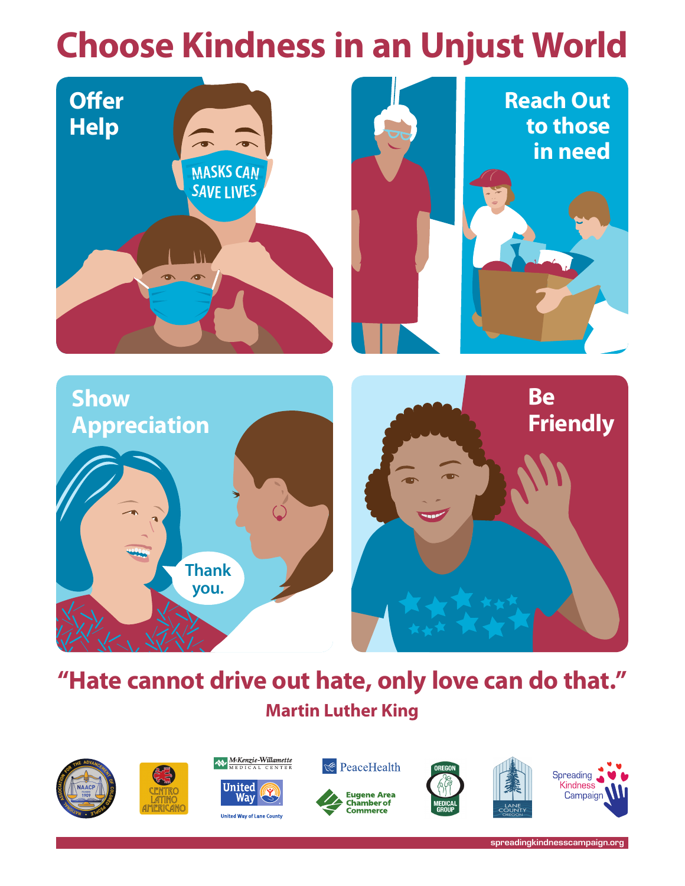# Choose Kindness in an Unjust World

**Offer Help**

MASKS CAN SAVE LIVES

**Reach Out to those in need**

**Show Appreciation**

Thank you.

**Be Friendly**

## "Hate cannot drive out hate, only love can do that."

**Martin Luther King**

NAACP — National Association for the Advancement of Colored People, Founded 1909

Centro Latino Americano

McKenzie-Willamette Medical Center

United Way — United Way of Lane County

PeaceHealth

Eugene Area Chamber of Commerce

Oregon Medical Group

Lane County Oregon

Spreading Kindness Campaign

spreadingkindnesscampaign.org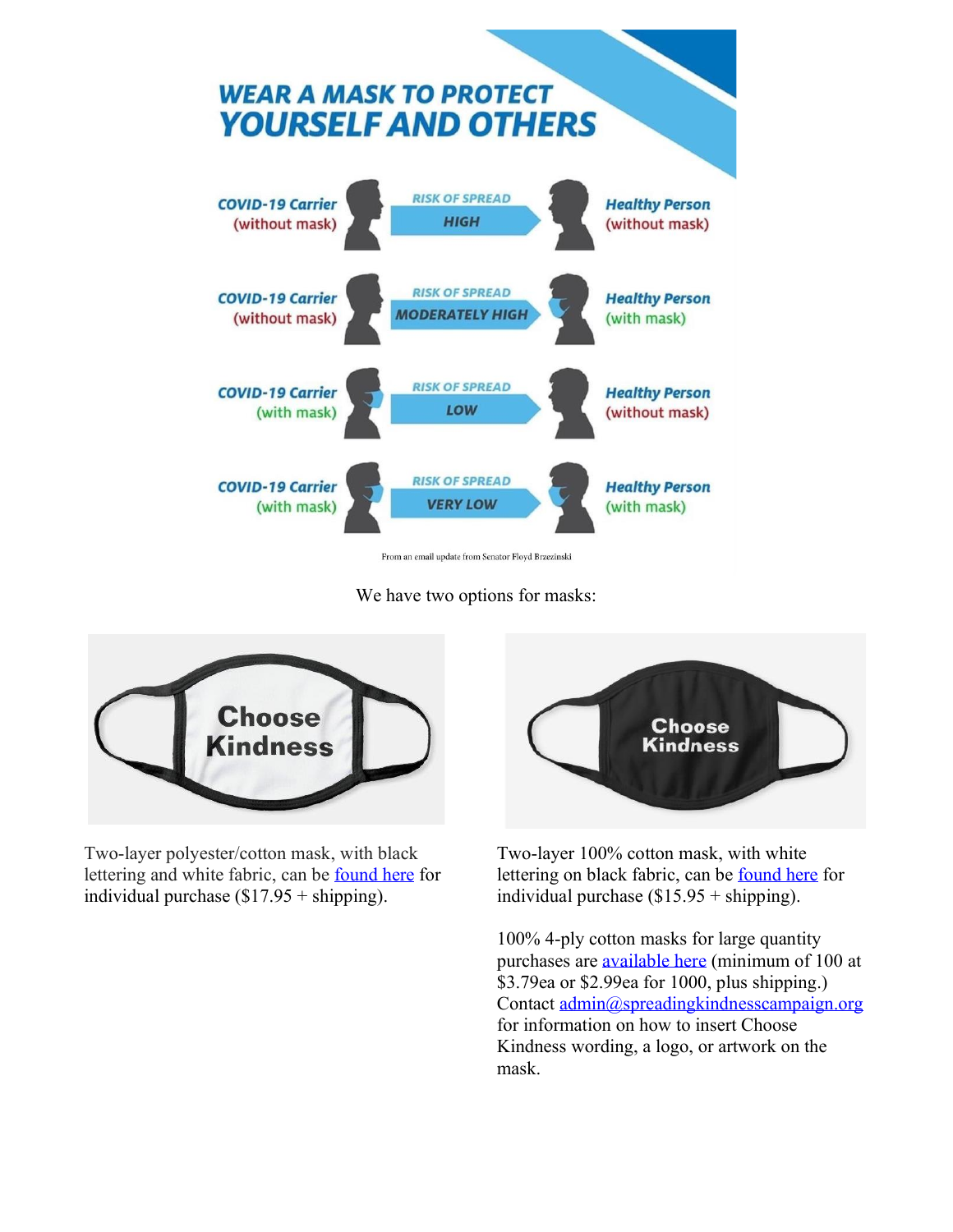# WEAR A MASK TO PROTECT YOURSELF AND OTHERS

| | | |
|---|---|---|
| COVID-19 Carrier (without mask) | RISK OF SPREAD **HIGH** | Healthy Person (without mask) |
| COVID-19 Carrier (without mask) | RISK OF SPREAD **MODERATELY HIGH** | Healthy Person (with mask) |
| COVID-19 Carrier (with mask) | RISK OF SPREAD **LOW** | Healthy Person (without mask) |
| COVID-19 Carrier (with mask) | RISK OF SPREAD **VERY LOW** | Healthy Person (with mask) |

From an email update from Senator Floyd Brzezinski

We have two options for masks:

Choose Kindness

Two-layer polyester/cotton mask, with black lettering and white fabric, can be found here for individual purchase ($17.95 + shipping).

Choose Kindness

Two-layer 100% cotton mask, with white lettering on black fabric, can be found here for individual purchase ($15.95 + shipping).

100% 4-ply cotton masks for large quantity purchases are available here (minimum of 100 at $3.79ea or $2.99ea for 1000, plus shipping.) Contact admin@spreadingkindnesscampaign.org for information on how to insert Choose Kindness wording, a logo, or artwork on the mask.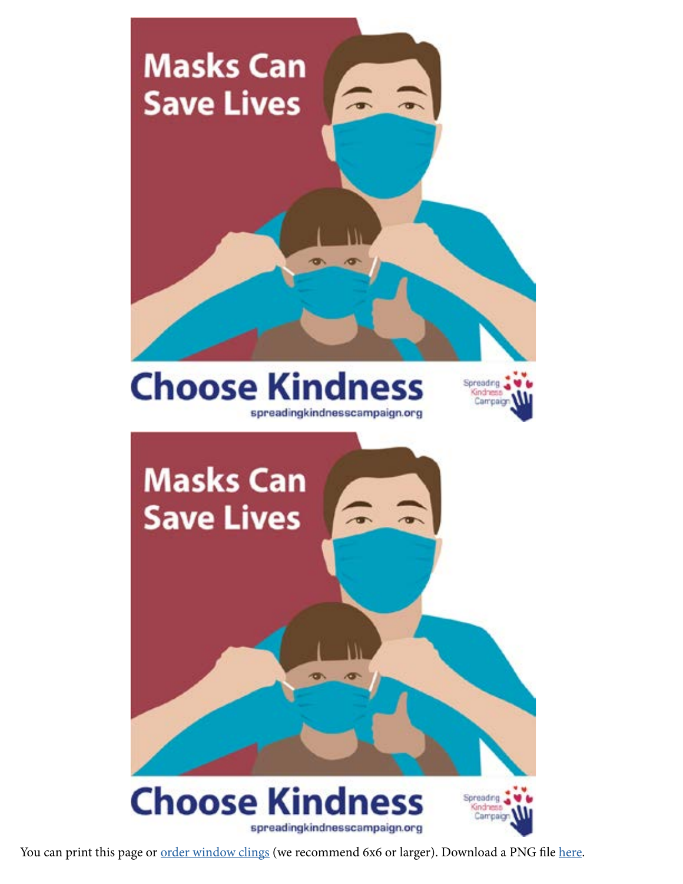Masks Can Save Lives

Choose Kindness

spreadingkindnesscampaign.org

Spreading Kindness Campaign

Masks Can Save Lives

Choose Kindness

spreadingkindnesscampaign.org

Spreading Kindness Campaign

You can print this page or order window clings (we recommend 6x6 or larger). Download a PNG file here.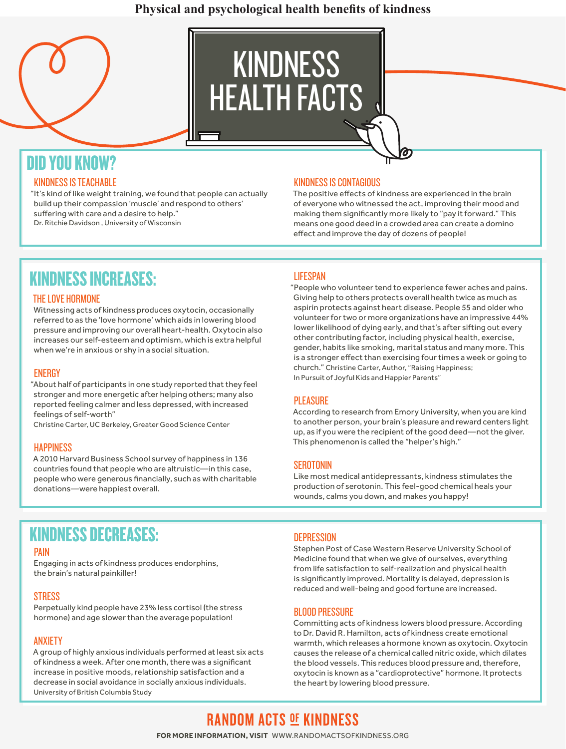# Physical and psychological health benefits of kindness

# KINDNESS HEALTH FACTS

## DID YOU KNOW?

### KINDNESS IS TEACHABLE

"It's kind of like weight training, we found that people can actually build up their compassion 'muscle' and respond to others' suffering with care and a desire to help."
Dr. Ritchie Davidson , University of Wisconsin

### KINDNESS IS CONTAGIOUS

The positive effects of kindness are experienced in the brain of everyone who witnessed the act, improving their mood and making them significantly more likely to "pay it forward." This means one good deed in a crowded area can create a domino effect and improve the day of dozens of people!

## KINDNESS INCREASES:

### THE LOVE HORMONE

Witnessing acts of kindness produces oxytocin, occasionally referred to as the 'love hormone' which aids in lowering blood pressure and improving our overall heart-health. Oxytocin also increases our self-esteem and optimism, which is extra helpful when we're in anxious or shy in a social situation.

### ENERGY

"About half of participants in one study reported that they feel stronger and more energetic after helping others; many also reported feeling calmer and less depressed, with increased feelings of self-worth"
Christine Carter, UC Berkeley, Greater Good Science Center

### HAPPINESS

A 2010 Harvard Business School survey of happiness in 136 countries found that people who are altruistic—in this case, people who were generous financially, such as with charitable donations—were happiest overall.

### LIFESPAN

"People who volunteer tend to experience fewer aches and pains. Giving help to others protects overall health twice as much as aspirin protects against heart disease. People 55 and older who volunteer for two or more organizations have an impressive 44% lower likelihood of dying early, and that's after sifting out every other contributing factor, including physical health, exercise, gender, habits like smoking, marital status and many more. This is a stronger effect than exercising four times a week or going to church." Christine Carter, Author, "Raising Happiness; In Pursuit of Joyful Kids and Happier Parents"

### PLEASURE

According to research from Emory University, when you are kind to another person, your brain's pleasure and reward centers light up, as if you were the recipient of the good deed—not the giver. This phenomenon is called the "helper's high."

### SEROTONIN

Like most medical antidepressants, kindness stimulates the production of serotonin. This feel-good chemical heals your wounds, calms you down, and makes you happy!

## KINDNESS DECREASES:

### PAIN

Engaging in acts of kindness produces endorphins, the brain's natural painkiller!

### STRESS

Perpetually kind people have 23% less cortisol (the stress hormone) and age slower than the average population!

### ANXIETY

A group of highly anxious individuals performed at least six acts of kindness a week. After one month, there was a significant increase in positive moods, relationship satisfaction and a decrease in social avoidance in socially anxious individuals.
University of British Columbia Study

### DEPRESSION

Stephen Post of Case Western Reserve University School of Medicine found that when we give of ourselves, everything from life satisfaction to self-realization and physical health is significantly improved. Mortality is delayed, depression is reduced and well-being and good fortune are increased.

### BLOOD PRESSURE

Committing acts of kindness lowers blood pressure. According to Dr. David R. Hamilton, acts of kindness create emotional warmth, which releases a hormone known as oxytocin. Oxytocin causes the release of a chemical called nitric oxide, which dilates the blood vessels. This reduces blood pressure and, therefore, oxytocin is known as a "cardioprotective" hormone. It protects the heart by lowering blood pressure.

**RANDOM ACTS OF KINDNESS**

**FOR MORE INFORMATION, VISIT** WWW.RANDOMACTSOFKINDNESS.ORG